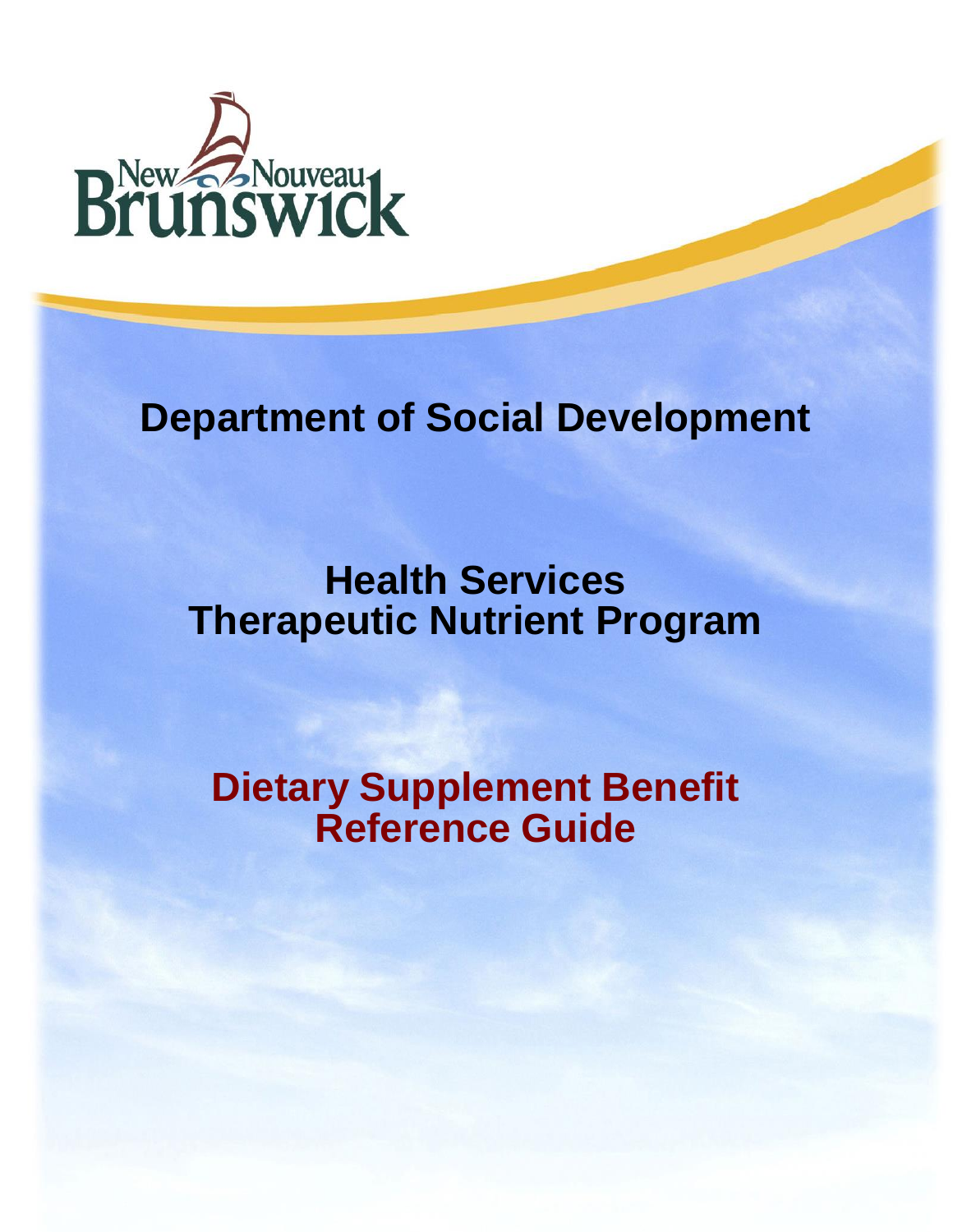New Nouveau Brunswick

# Department of Social Development

## Health Services
## Therapeutic Nutrient Program

## Dietary Supplement Benefit
## Reference Guide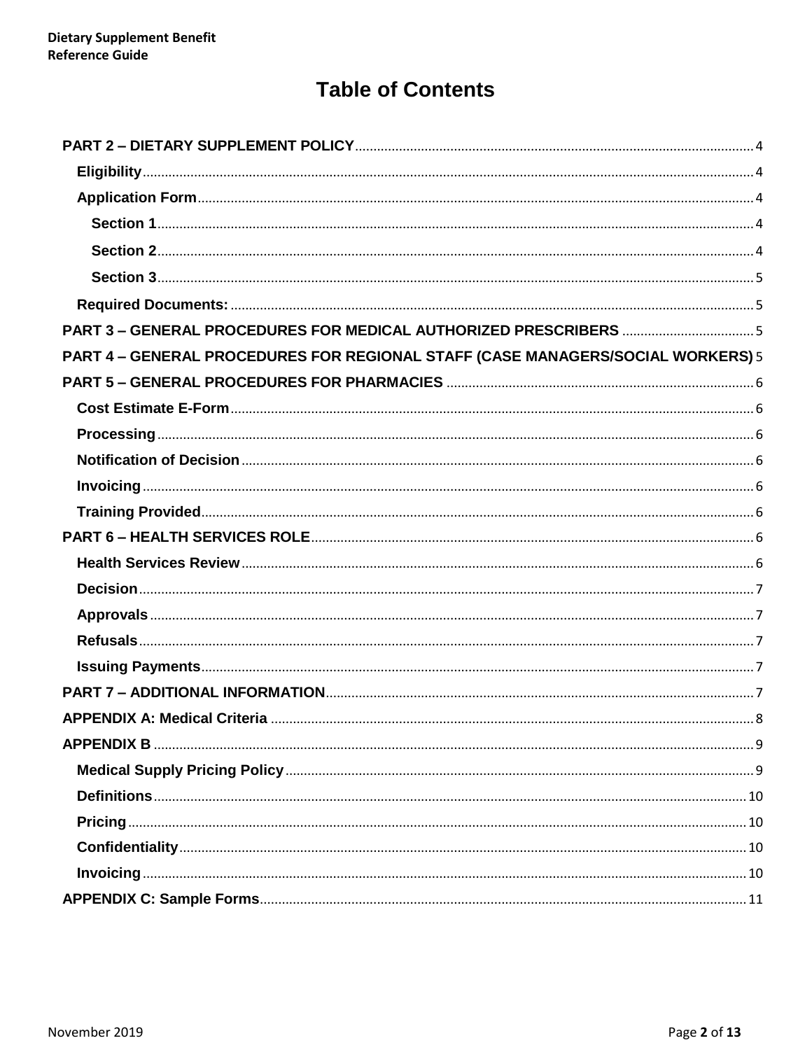# Table of Contents

- PART 2 – DIETARY SUPPLEMENT POLICY ..... 4
  - Eligibility ..... 4
  - Application Form ..... 4
    - Section 1 ..... 4
    - Section 2 ..... 4
    - Section 3 ..... 5
  - Required Documents: ..... 5
- PART 3 – GENERAL PROCEDURES FOR MEDICAL AUTHORIZED PRESCRIBERS ..... 5
- PART 4 – GENERAL PROCEDURES FOR REGIONAL STAFF (CASE MANAGERS/SOCIAL WORKERS) ..... 5
- PART 5 – GENERAL PROCEDURES FOR PHARMACIES ..... 6
  - Cost Estimate E-Form ..... 6
  - Processing ..... 6
  - Notification of Decision ..... 6
  - Invoicing ..... 6
  - Training Provided ..... 6
- PART 6 – HEALTH SERVICES ROLE ..... 6
  - Health Services Review ..... 6
  - Decision ..... 7
  - Approvals ..... 7
  - Refusals ..... 7
  - Issuing Payments ..... 7
- PART 7 – ADDITIONAL INFORMATION ..... 7
- APPENDIX A: Medical Criteria ..... 8
- APPENDIX B ..... 9
  - Medical Supply Pricing Policy ..... 9
  - Definitions ..... 10
  - Pricing ..... 10
  - Confidentiality ..... 10
  - Invoicing ..... 10
- APPENDIX C: Sample Forms ..... 11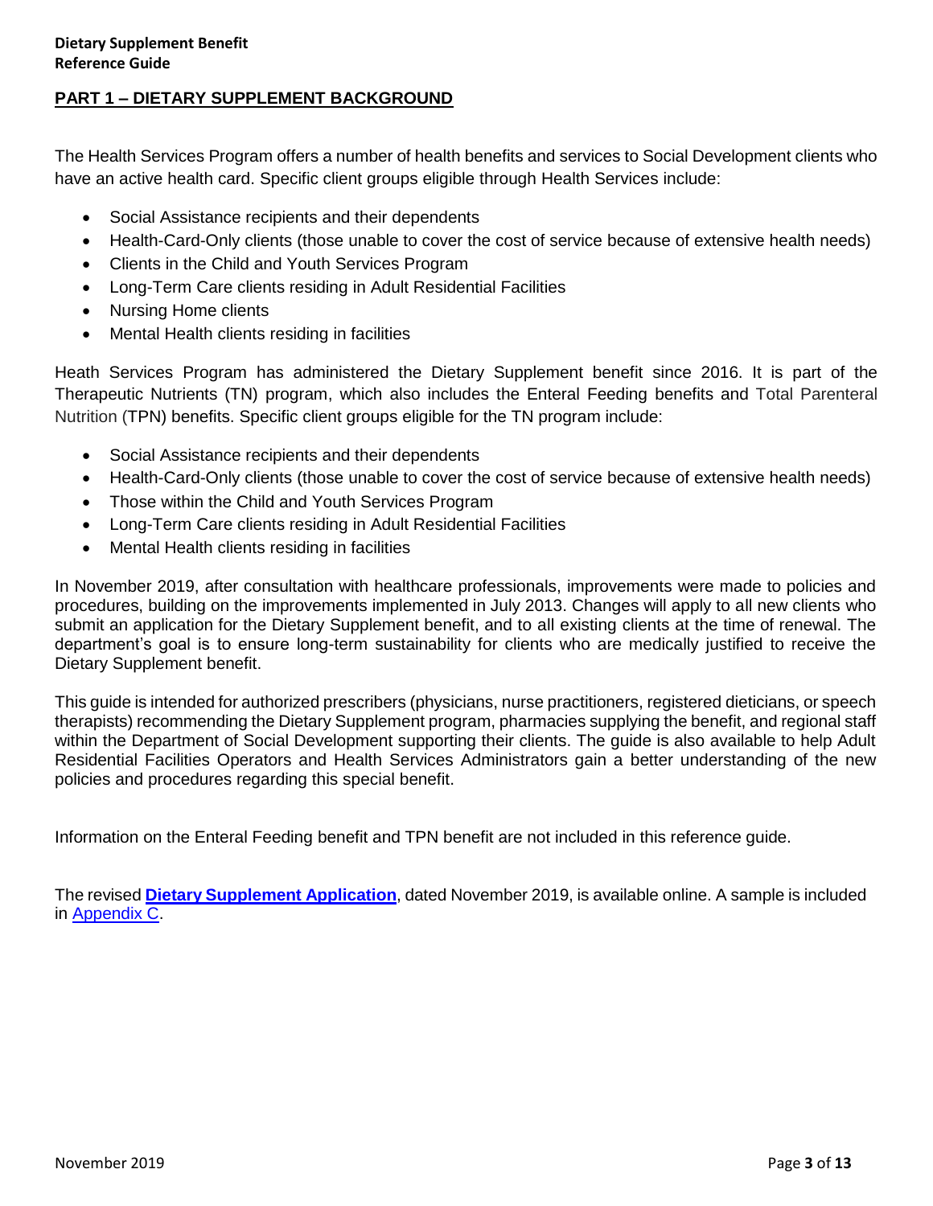## PART 1 – DIETARY SUPPLEMENT BACKGROUND

The Health Services Program offers a number of health benefits and services to Social Development clients who have an active health card. Specific client groups eligible through Health Services include:

- Social Assistance recipients and their dependents
- Health-Card-Only clients (those unable to cover the cost of service because of extensive health needs)
- Clients in the Child and Youth Services Program
- Long-Term Care clients residing in Adult Residential Facilities
- Nursing Home clients
- Mental Health clients residing in facilities

Heath Services Program has administered the Dietary Supplement benefit since 2016. It is part of the Therapeutic Nutrients (TN) program, which also includes the Enteral Feeding benefits and Total Parenteral Nutrition (TPN) benefits. Specific client groups eligible for the TN program include:

- Social Assistance recipients and their dependents
- Health-Card-Only clients (those unable to cover the cost of service because of extensive health needs)
- Those within the Child and Youth Services Program
- Long-Term Care clients residing in Adult Residential Facilities
- Mental Health clients residing in facilities

In November 2019, after consultation with healthcare professionals, improvements were made to policies and procedures, building on the improvements implemented in July 2013. Changes will apply to all new clients who submit an application for the Dietary Supplement benefit, and to all existing clients at the time of renewal. The department's goal is to ensure long-term sustainability for clients who are medically justified to receive the Dietary Supplement benefit.

This guide is intended for authorized prescribers (physicians, nurse practitioners, registered dieticians, or speech therapists) recommending the Dietary Supplement program, pharmacies supplying the benefit, and regional staff within the Department of Social Development supporting their clients. The guide is also available to help Adult Residential Facilities Operators and Health Services Administrators gain a better understanding of the new policies and procedures regarding this special benefit.

Information on the Enteral Feeding benefit and TPN benefit are not included in this reference guide.

The revised **Dietary Supplement Application**, dated November 2019, is available online. A sample is included in Appendix C.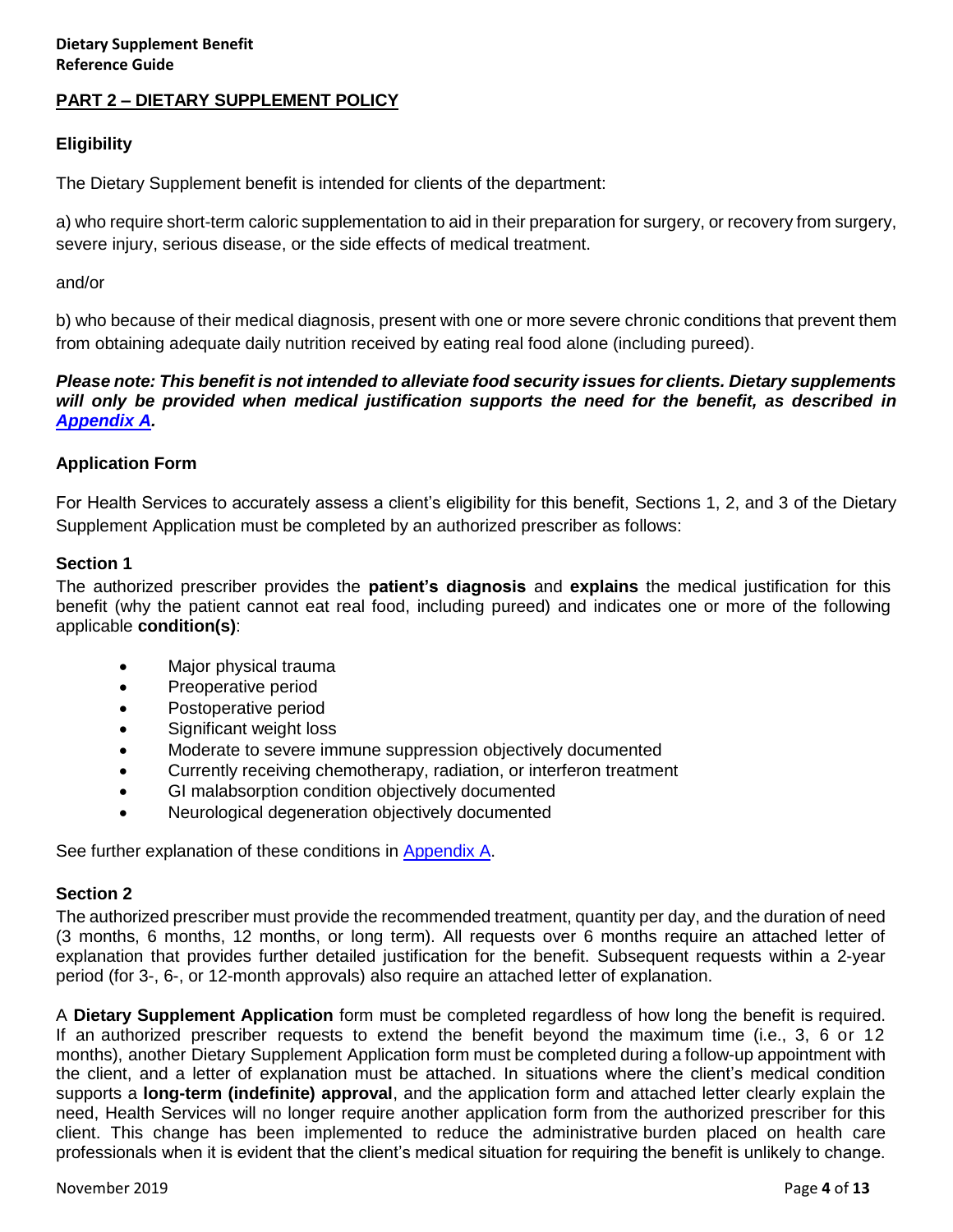## PART 2 – DIETARY SUPPLEMENT POLICY

### Eligibility

The Dietary Supplement benefit is intended for clients of the department:

a) who require short-term caloric supplementation to aid in their preparation for surgery, or recovery from surgery, severe injury, serious disease, or the side effects of medical treatment.

and/or

b) who because of their medical diagnosis, present with one or more severe chronic conditions that prevent them from obtaining adequate daily nutrition received by eating real food alone (including pureed).

***Please note: This benefit is not intended to alleviate food security issues for clients. Dietary supplements will only be provided when medical justification supports the need for the benefit, as described in Appendix A.***

### Application Form

For Health Services to accurately assess a client's eligibility for this benefit, Sections 1, 2, and 3 of the Dietary Supplement Application must be completed by an authorized prescriber as follows:

#### Section 1

The authorized prescriber provides the **patient's diagnosis** and **explains** the medical justification for this benefit (why the patient cannot eat real food, including pureed) and indicates one or more of the following applicable **condition(s)**:

- Major physical trauma
- Preoperative period
- Postoperative period
- Significant weight loss
- Moderate to severe immune suppression objectively documented
- Currently receiving chemotherapy, radiation, or interferon treatment
- GI malabsorption condition objectively documented
- Neurological degeneration objectively documented

See further explanation of these conditions in Appendix A.

#### Section 2

The authorized prescriber must provide the recommended treatment, quantity per day, and the duration of need (3 months, 6 months, 12 months, or long term). All requests over 6 months require an attached letter of explanation that provides further detailed justification for the benefit. Subsequent requests within a 2-year period (for 3-, 6-, or 12-month approvals) also require an attached letter of explanation.

A **Dietary Supplement Application** form must be completed regardless of how long the benefit is required. If an authorized prescriber requests to extend the benefit beyond the maximum time (i.e., 3, 6 or 12 months), another Dietary Supplement Application form must be completed during a follow-up appointment with the client, and a letter of explanation must be attached. In situations where the client's medical condition supports a **long-term (indefinite) approval**, and the application form and attached letter clearly explain the need, Health Services will no longer require another application form from the authorized prescriber for this client. This change has been implemented to reduce the administrative burden placed on health care professionals when it is evident that the client's medical situation for requiring the benefit is unlikely to change.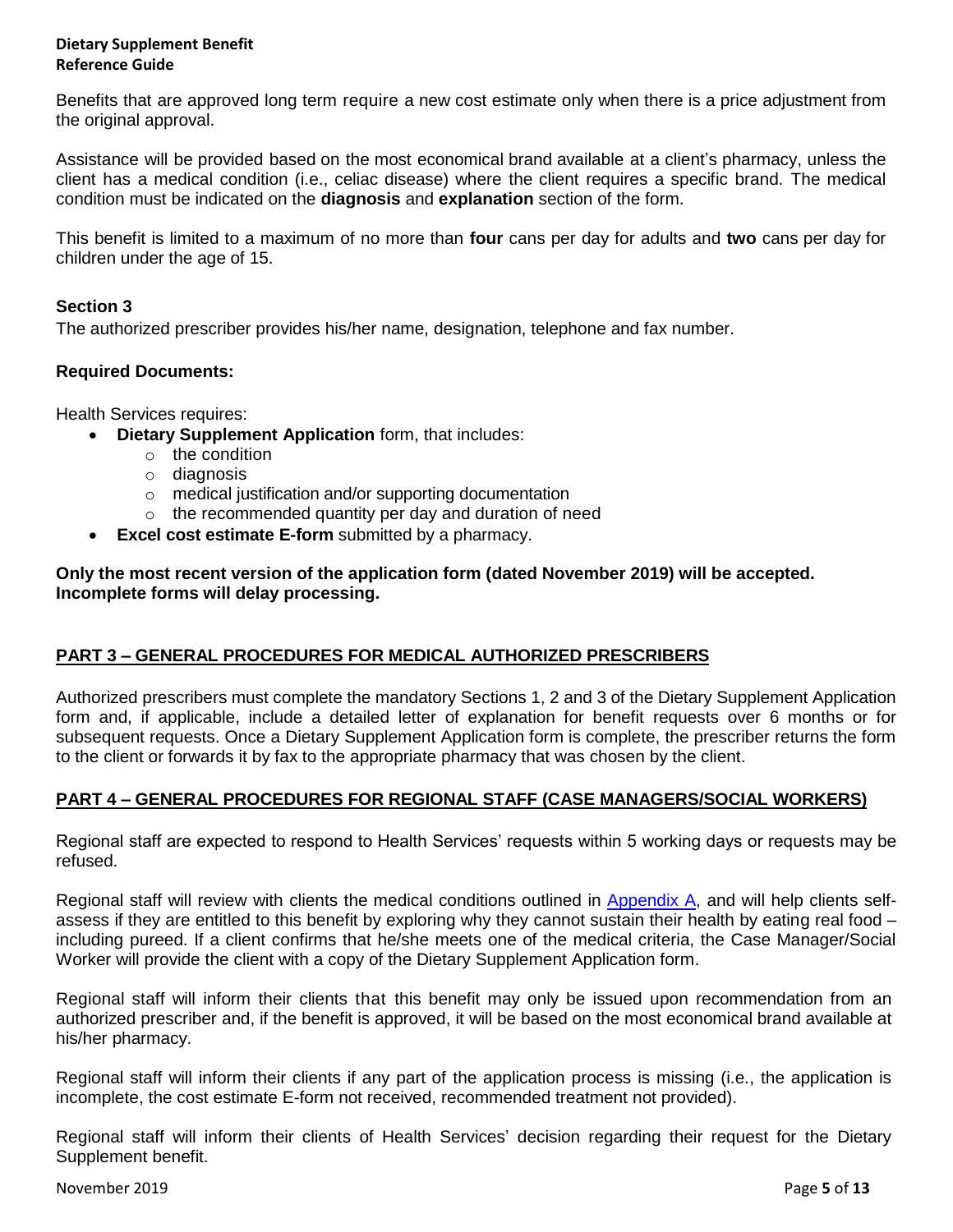Benefits that are approved long term require a new cost estimate only when there is a price adjustment from the original approval.

Assistance will be provided based on the most economical brand available at a client's pharmacy, unless the client has a medical condition (i.e., celiac disease) where the client requires a specific brand. The medical condition must be indicated on the **diagnosis** and **explanation** section of the form.

This benefit is limited to a maximum of no more than **four** cans per day for adults and **two** cans per day for children under the age of 15.

### Section 3

The authorized prescriber provides his/her name, designation, telephone and fax number.

### Required Documents:

Health Services requires:

- **Dietary Supplement Application** form, that includes:
  - the condition
  - diagnosis
  - medical justification and/or supporting documentation
  - the recommended quantity per day and duration of need
- **Excel cost estimate E-form** submitted by a pharmacy.

**Only the most recent version of the application form (dated November 2019) will be accepted. Incomplete forms will delay processing.**

## PART 3 – GENERAL PROCEDURES FOR MEDICAL AUTHORIZED PRESCRIBERS

Authorized prescribers must complete the mandatory Sections 1, 2 and 3 of the Dietary Supplement Application form and, if applicable, include a detailed letter of explanation for benefit requests over 6 months or for subsequent requests. Once a Dietary Supplement Application form is complete, the prescriber returns the form to the client or forwards it by fax to the appropriate pharmacy that was chosen by the client.

## PART 4 – GENERAL PROCEDURES FOR REGIONAL STAFF (CASE MANAGERS/SOCIAL WORKERS)

Regional staff are expected to respond to Health Services' requests within 5 working days or requests may be refused.

Regional staff will review with clients the medical conditions outlined in Appendix A, and will help clients self-assess if they are entitled to this benefit by exploring why they cannot sustain their health by eating real food – including pureed. If a client confirms that he/she meets one of the medical criteria, the Case Manager/Social Worker will provide the client with a copy of the Dietary Supplement Application form.

Regional staff will inform their clients that this benefit may only be issued upon recommendation from an authorized prescriber and, if the benefit is approved, it will be based on the most economical brand available at his/her pharmacy.

Regional staff will inform their clients if any part of the application process is missing (i.e., the application is incomplete, the cost estimate E-form not received, recommended treatment not provided).

Regional staff will inform their clients of Health Services' decision regarding their request for the Dietary Supplement benefit.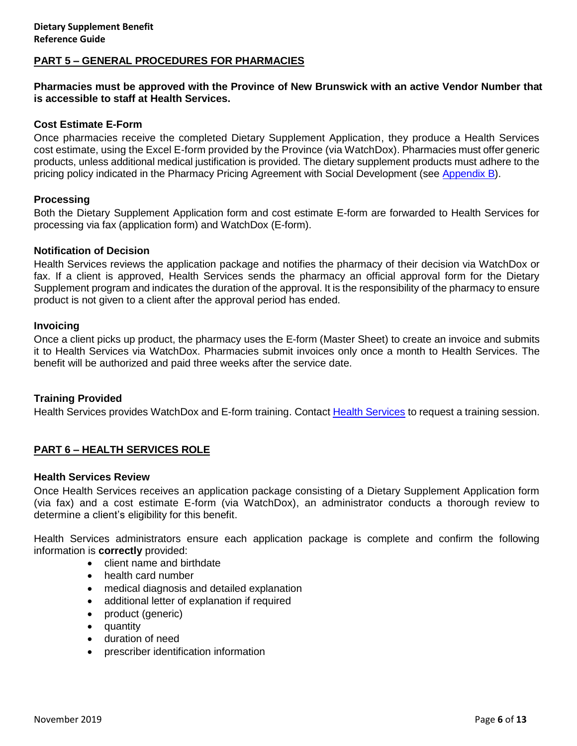## PART 5 – GENERAL PROCEDURES FOR PHARMACIES

**Pharmacies must be approved with the Province of New Brunswick with an active Vendor Number that is accessible to staff at Health Services.**

### Cost Estimate E-Form

Once pharmacies receive the completed Dietary Supplement Application, they produce a Health Services cost estimate, using the Excel E-form provided by the Province (via WatchDox). Pharmacies must offer generic products, unless additional medical justification is provided. The dietary supplement products must adhere to the pricing policy indicated in the Pharmacy Pricing Agreement with Social Development (see Appendix B).

### Processing

Both the Dietary Supplement Application form and cost estimate E-form are forwarded to Health Services for processing via fax (application form) and WatchDox (E-form).

### Notification of Decision

Health Services reviews the application package and notifies the pharmacy of their decision via WatchDox or fax. If a client is approved, Health Services sends the pharmacy an official approval form for the Dietary Supplement program and indicates the duration of the approval. It is the responsibility of the pharmacy to ensure product is not given to a client after the approval period has ended.

### Invoicing

Once a client picks up product, the pharmacy uses the E-form (Master Sheet) to create an invoice and submits it to Health Services via WatchDox. Pharmacies submit invoices only once a month to Health Services. The benefit will be authorized and paid three weeks after the service date.

### Training Provided

Health Services provides WatchDox and E-form training. Contact Health Services to request a training session.

## PART 6 – HEALTH SERVICES ROLE

### Health Services Review

Once Health Services receives an application package consisting of a Dietary Supplement Application form (via fax) and a cost estimate E-form (via WatchDox), an administrator conducts a thorough review to determine a client's eligibility for this benefit.

Health Services administrators ensure each application package is complete and confirm the following information is **correctly** provided:

- client name and birthdate
- health card number
- medical diagnosis and detailed explanation
- additional letter of explanation if required
- product (generic)
- quantity
- duration of need
- prescriber identification information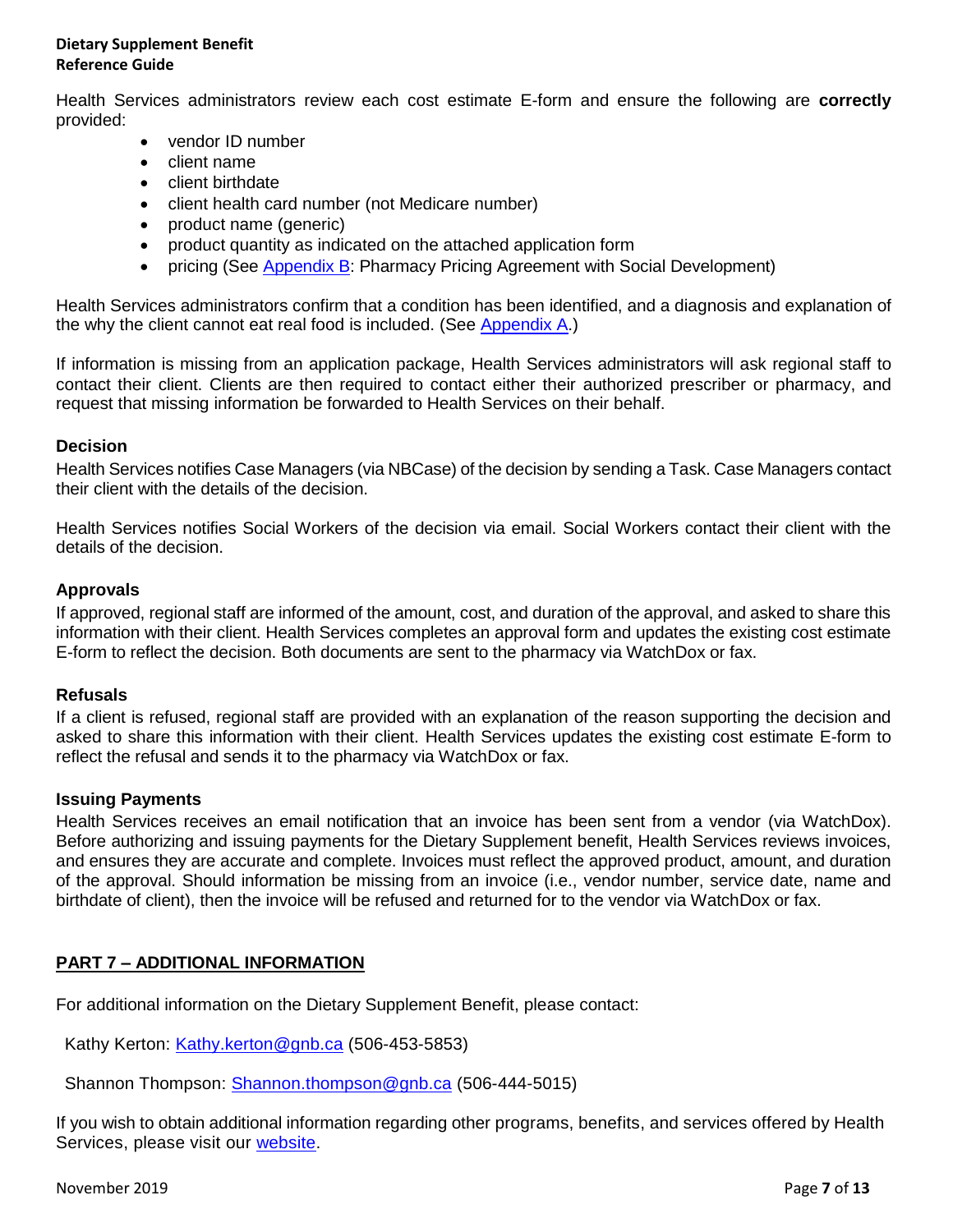Health Services administrators review each cost estimate E-form and ensure the following are **correctly** provided:

- vendor ID number
- client name
- client birthdate
- client health card number (not Medicare number)
- product name (generic)
- product quantity as indicated on the attached application form
- pricing (See Appendix B: Pharmacy Pricing Agreement with Social Development)

Health Services administrators confirm that a condition has been identified, and a diagnosis and explanation of the why the client cannot eat real food is included. (See Appendix A.)

If information is missing from an application package, Health Services administrators will ask regional staff to contact their client. Clients are then required to contact either their authorized prescriber or pharmacy, and request that missing information be forwarded to Health Services on their behalf.

### Decision

Health Services notifies Case Managers (via NBCase) of the decision by sending a Task. Case Managers contact their client with the details of the decision.

Health Services notifies Social Workers of the decision via email. Social Workers contact their client with the details of the decision.

### Approvals

If approved, regional staff are informed of the amount, cost, and duration of the approval, and asked to share this information with their client. Health Services completes an approval form and updates the existing cost estimate E-form to reflect the decision. Both documents are sent to the pharmacy via WatchDox or fax.

### Refusals

If a client is refused, regional staff are provided with an explanation of the reason supporting the decision and asked to share this information with their client. Health Services updates the existing cost estimate E-form to reflect the refusal and sends it to the pharmacy via WatchDox or fax.

### Issuing Payments

Health Services receives an email notification that an invoice has been sent from a vendor (via WatchDox). Before authorizing and issuing payments for the Dietary Supplement benefit, Health Services reviews invoices, and ensures they are accurate and complete. Invoices must reflect the approved product, amount, and duration of the approval. Should information be missing from an invoice (i.e., vendor number, service date, name and birthdate of client), then the invoice will be refused and returned for to the vendor via WatchDox or fax.

## PART 7 – ADDITIONAL INFORMATION

For additional information on the Dietary Supplement Benefit, please contact:

Kathy Kerton: Kathy.kerton@gnb.ca (506-453-5853)

Shannon Thompson: Shannon.thompson@gnb.ca (506-444-5015)

If you wish to obtain additional information regarding other programs, benefits, and services offered by Health Services, please visit our website.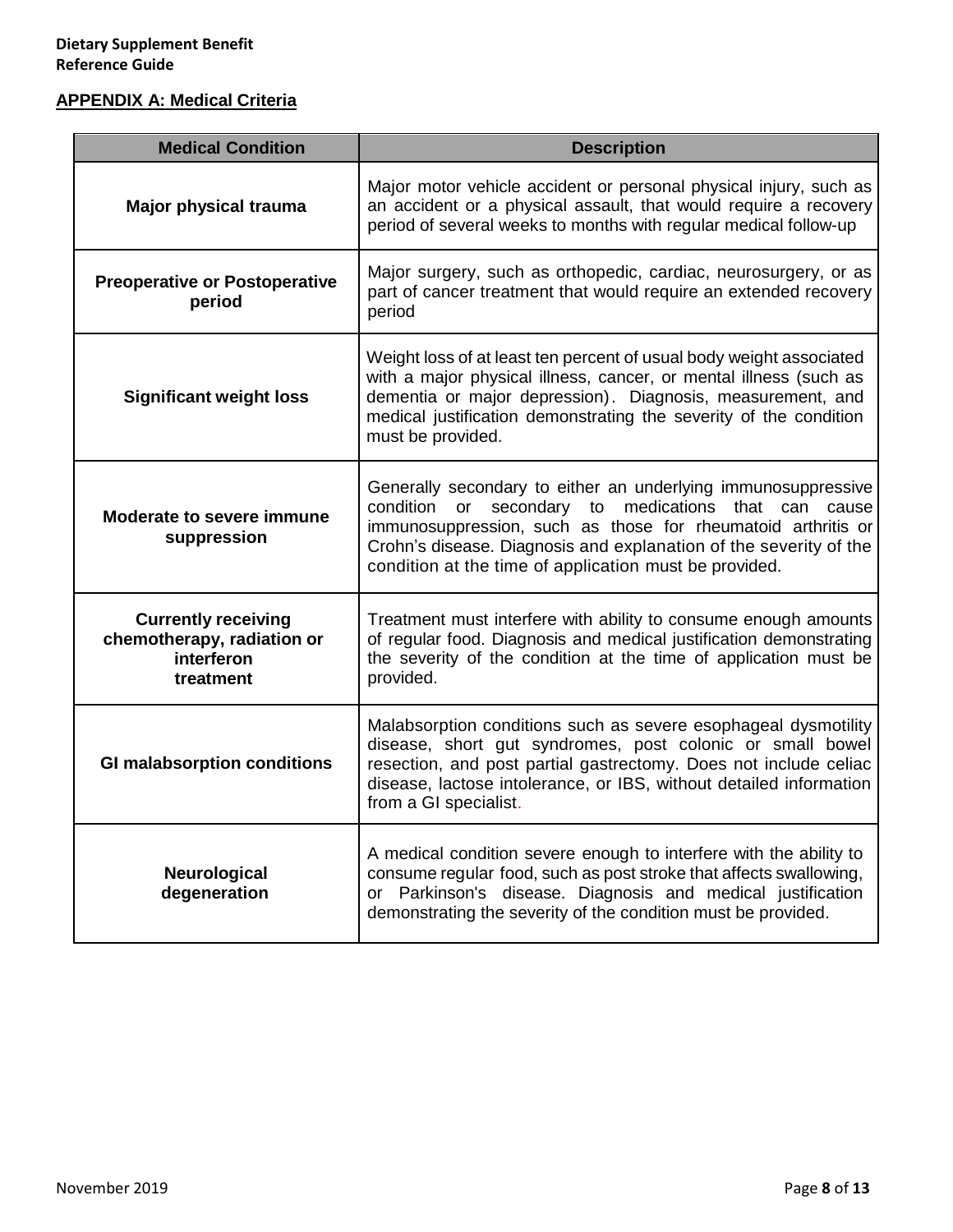## APPENDIX A: Medical Criteria

| Medical Condition | Description |
|---|---|
| **Major physical trauma** | Major motor vehicle accident or personal physical injury, such as an accident or a physical assault, that would require a recovery period of several weeks to months with regular medical follow-up |
| **Preoperative or Postoperative period** | Major surgery, such as orthopedic, cardiac, neurosurgery, or as part of cancer treatment that would require an extended recovery period |
| **Significant weight loss** | Weight loss of at least ten percent of usual body weight associated with a major physical illness, cancer, or mental illness (such as dementia or major depression). Diagnosis, measurement, and medical justification demonstrating the severity of the condition must be provided. |
| **Moderate to severe immune suppression** | Generally secondary to either an underlying immunosuppressive condition or secondary to medications that can cause immunosuppression, such as those for rheumatoid arthritis or Crohn's disease. Diagnosis and explanation of the severity of the condition at the time of application must be provided. |
| **Currently receiving chemotherapy, radiation or interferon treatment** | Treatment must interfere with ability to consume enough amounts of regular food. Diagnosis and medical justification demonstrating the severity of the condition at the time of application must be provided. |
| **GI malabsorption conditions** | Malabsorption conditions such as severe esophageal dysmotility disease, short gut syndromes, post colonic or small bowel resection, and post partial gastrectomy. Does not include celiac disease, lactose intolerance, or IBS, without detailed information from a GI specialist. |
| **Neurological degeneration** | A medical condition severe enough to interfere with the ability to consume regular food, such as post stroke that affects swallowing, or Parkinson's disease. Diagnosis and medical justification demonstrating the severity of the condition must be provided. |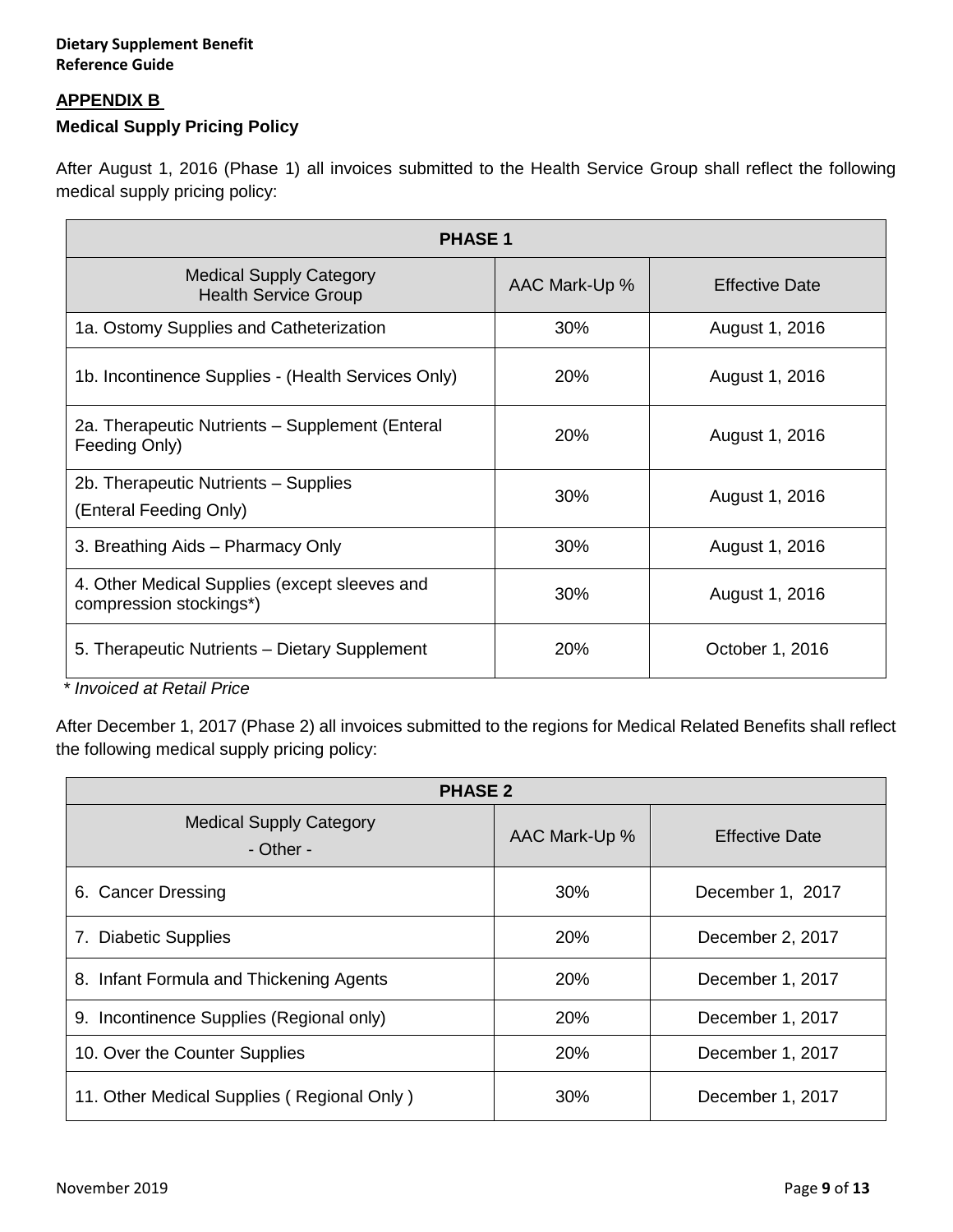## APPENDIX B

### Medical Supply Pricing Policy

After August 1, 2016 (Phase 1) all invoices submitted to the Health Service Group shall reflect the following medical supply pricing policy:

| PHASE 1 | | |
|---|---|---|
| Medical Supply Category Health Service Group | AAC Mark-Up % | Effective Date |
| 1a. Ostomy Supplies and Catheterization | 30% | August 1, 2016 |
| 1b. Incontinence Supplies - (Health Services Only) | 20% | August 1, 2016 |
| 2a. Therapeutic Nutrients – Supplement (Enteral Feeding Only) | 20% | August 1, 2016 |
| 2b. Therapeutic Nutrients – Supplies (Enteral Feeding Only) | 30% | August 1, 2016 |
| 3. Breathing Aids – Pharmacy Only | 30% | August 1, 2016 |
| 4. Other Medical Supplies (except sleeves and compression stockings*) | 30% | August 1, 2016 |
| 5. Therapeutic Nutrients – Dietary Supplement | 20% | October 1, 2016 |

*\* Invoiced at Retail Price*

After December 1, 2017 (Phase 2) all invoices submitted to the regions for Medical Related Benefits shall reflect the following medical supply pricing policy:

| PHASE 2 | | |
|---|---|---|
| Medical Supply Category - Other - | AAC Mark-Up % | Effective Date |
| 6. Cancer Dressing | 30% | December 1, 2017 |
| 7. Diabetic Supplies | 20% | December 2, 2017 |
| 8. Infant Formula and Thickening Agents | 20% | December 1, 2017 |
| 9. Incontinence Supplies (Regional only) | 20% | December 1, 2017 |
| 10. Over the Counter Supplies | 20% | December 1, 2017 |
| 11. Other Medical Supplies ( Regional Only ) | 30% | December 1, 2017 |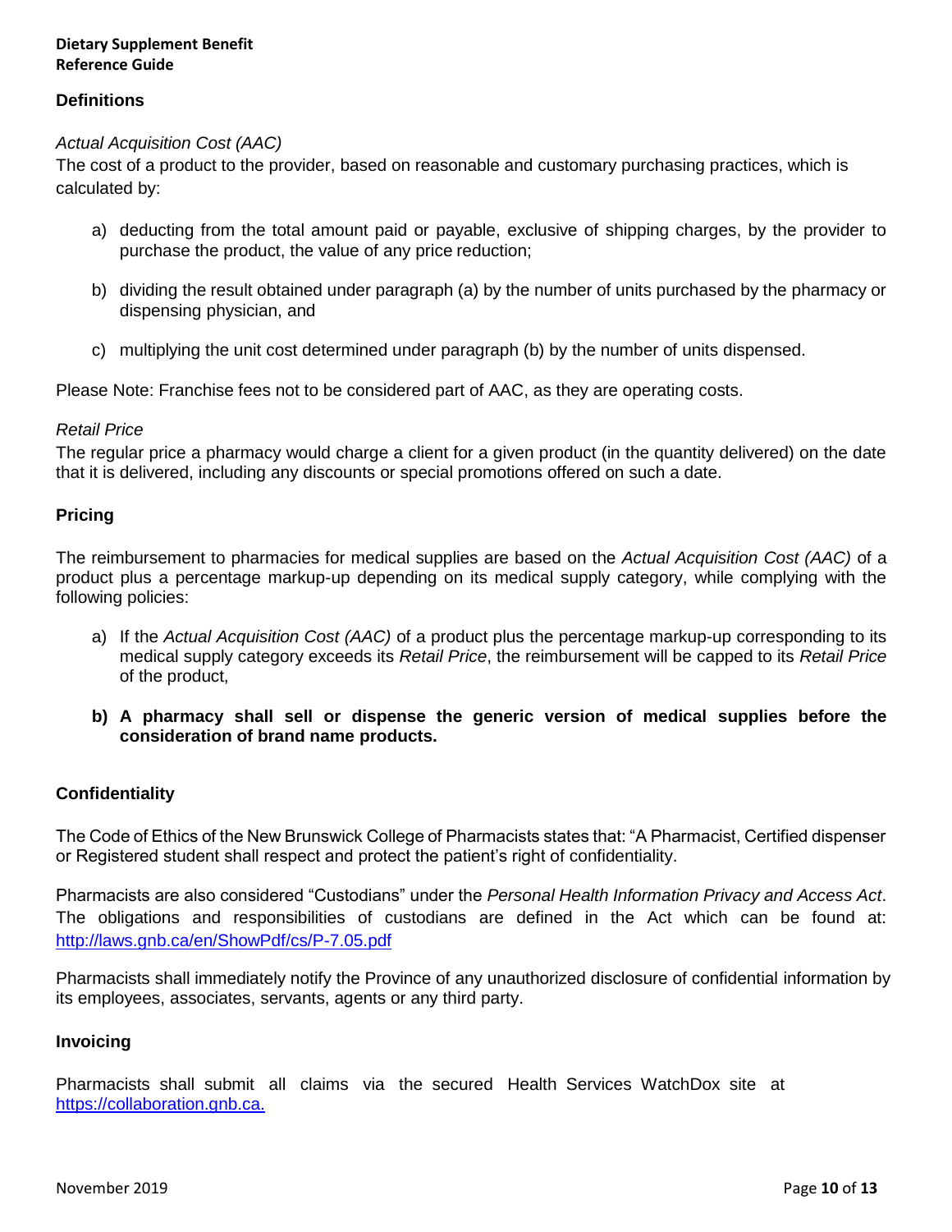## Definitions

*Actual Acquisition Cost (AAC)*

The cost of a product to the provider, based on reasonable and customary purchasing practices, which is calculated by:

a) deducting from the total amount paid or payable, exclusive of shipping charges, by the provider to purchase the product, the value of any price reduction;

b) dividing the result obtained under paragraph (a) by the number of units purchased by the pharmacy or dispensing physician, and

c) multiplying the unit cost determined under paragraph (b) by the number of units dispensed.

Please Note: Franchise fees not to be considered part of AAC, as they are operating costs.

*Retail Price*

The regular price a pharmacy would charge a client for a given product (in the quantity delivered) on the date that it is delivered, including any discounts or special promotions offered on such a date.

## Pricing

The reimbursement to pharmacies for medical supplies are based on the *Actual Acquisition Cost (AAC)* of a product plus a percentage markup-up depending on its medical supply category, while complying with the following policies:

a) If the *Actual Acquisition Cost (AAC)* of a product plus the percentage markup-up corresponding to its medical supply category exceeds its *Retail Price*, the reimbursement will be capped to its *Retail Price* of the product,

**b) A pharmacy shall sell or dispense the generic version of medical supplies before the consideration of brand name products.**

## Confidentiality

The Code of Ethics of the New Brunswick College of Pharmacists states that: "A Pharmacist, Certified dispenser or Registered student shall respect and protect the patient's right of confidentiality.

Pharmacists are also considered "Custodians" under the *Personal Health Information Privacy and Access Act*. The obligations and responsibilities of custodians are defined in the Act which can be found at: [http://laws.gnb.ca/en/ShowPdf/cs/P-7.05.pdf](http://laws.gnb.ca/en/ShowPdf/cs/P-7.05.pdf)

Pharmacists shall immediately notify the Province of any unauthorized disclosure of confidential information by its employees, associates, servants, agents or any third party.

## Invoicing

Pharmacists shall submit all claims via the secured Health Services WatchDox site at [https://collaboration.gnb.ca.](https://collaboration.gnb.ca.)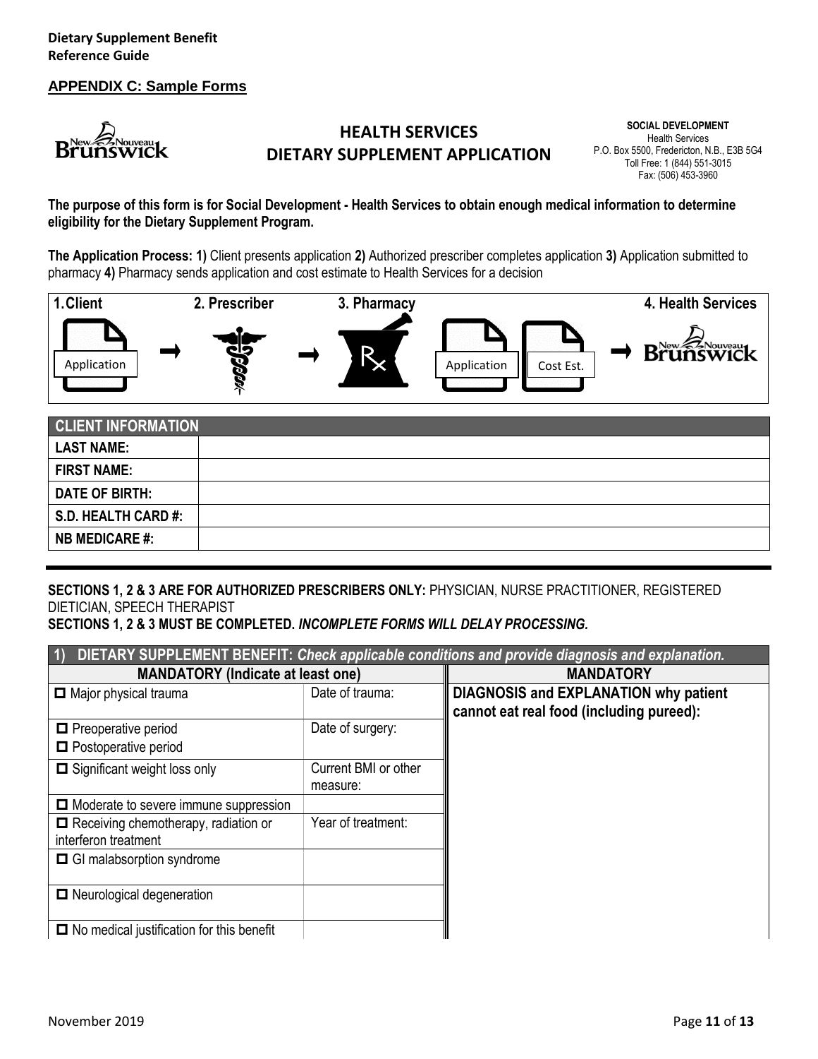## APPENDIX C: Sample Forms

# HEALTH SERVICES
# DIETARY SUPPLEMENT APPLICATION

**SOCIAL DEVELOPMENT**
Health Services
P.O. Box 5500, Fredericton, N.B., E3B 5G4
Toll Free: 1 (844) 551-3015
Fax: (506) 453-3960

**The purpose of this form is for Social Development - Health Services to obtain enough medical information to determine eligibility for the Dietary Supplement Program.**

**The Application Process: 1)** Client presents application **2)** Authorized prescriber completes application **3)** Application submitted to pharmacy **4)** Pharmacy sends application and cost estimate to Health Services for a decision

**1. Client** (Application) → **2. Prescriber** → **3. Pharmacy** (Application, Cost Est.) → **4. Health Services**

| CLIENT INFORMATION | |
|---|---|
| **LAST NAME:** | |
| **FIRST NAME:** | |
| **DATE OF BIRTH:** | |
| **S.D. HEALTH CARD #:** | |
| **NB MEDICARE #:** | |

**SECTIONS 1, 2 & 3 ARE FOR AUTHORIZED PRESCRIBERS ONLY:** PHYSICIAN, NURSE PRACTITIONER, REGISTERED DIETICIAN, SPEECH THERAPIST
**SECTIONS 1, 2 & 3 MUST BE COMPLETED.** ***INCOMPLETE FORMS WILL DELAY PROCESSING.***

| 1) DIETARY SUPPLEMENT BENEFIT: *Check applicable conditions and provide diagnosis and explanation.* | | |
|---|---|---|
| **MANDATORY (Indicate at least one)** | | **MANDATORY** |
| ☐ Major physical trauma | Date of trauma: | **DIAGNOSIS and EXPLANATION why patient cannot eat real food (including pureed):** |
| ☐ Preoperative period<br>☐ Postoperative period | Date of surgery: | |
| ☐ Significant weight loss only | Current BMI or other measure: | |
| ☐ Moderate to severe immune suppression | | |
| ☐ Receiving chemotherapy, radiation or interferon treatment | Year of treatment: | |
| ☐ GI malabsorption syndrome | | |
| ☐ Neurological degeneration | | |
| ☐ No medical justification for this benefit | | |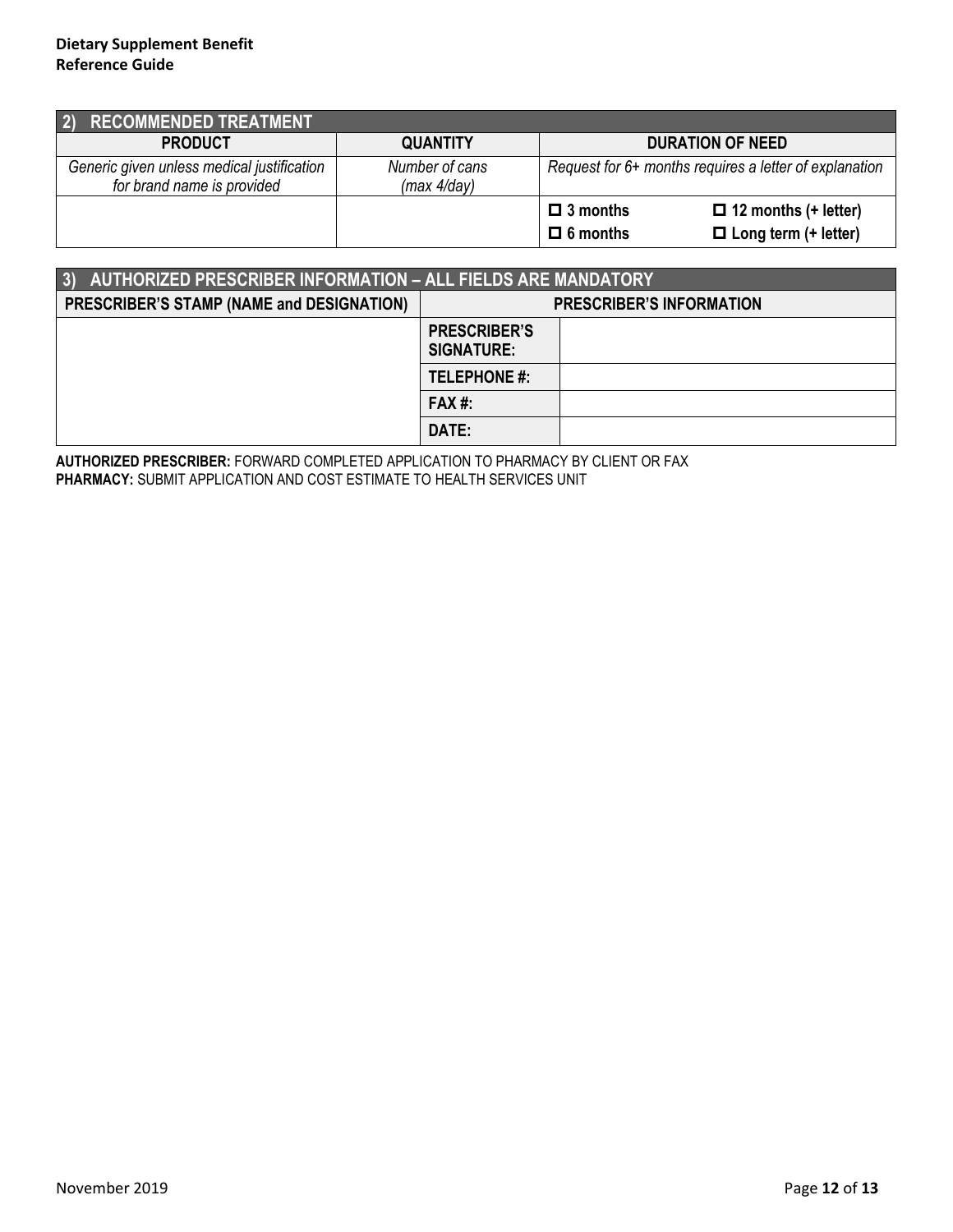| 2) RECOMMENDED TREATMENT | | | |
|---|---|---|---|
| **PRODUCT** | **QUANTITY** | **DURATION OF NEED** | |
| *Generic given unless medical justification for brand name is provided* | *Number of cans (max 4/day)* | *Request for 6+ months requires a letter of explanation* | |
| | | ☐ **3 months**<br>☐ **6 months** | ☐ **12 months (+ letter)**<br>☐ **Long term (+ letter)** |

| 3) AUTHORIZED PRESCRIBER INFORMATION – ALL FIELDS ARE MANDATORY | | |
|---|---|---|
| **PRESCRIBER'S STAMP (NAME and DESIGNATION)** | **PRESCRIBER'S INFORMATION** | |
| | **PRESCRIBER'S SIGNATURE:** | |
| | **TELEPHONE #:** | |
| | **FAX #:** | |
| | **DATE:** | |

**AUTHORIZED PRESCRIBER:** FORWARD COMPLETED APPLICATION TO PHARMACY BY CLIENT OR FAX
**PHARMACY:** SUBMIT APPLICATION AND COST ESTIMATE TO HEALTH SERVICES UNIT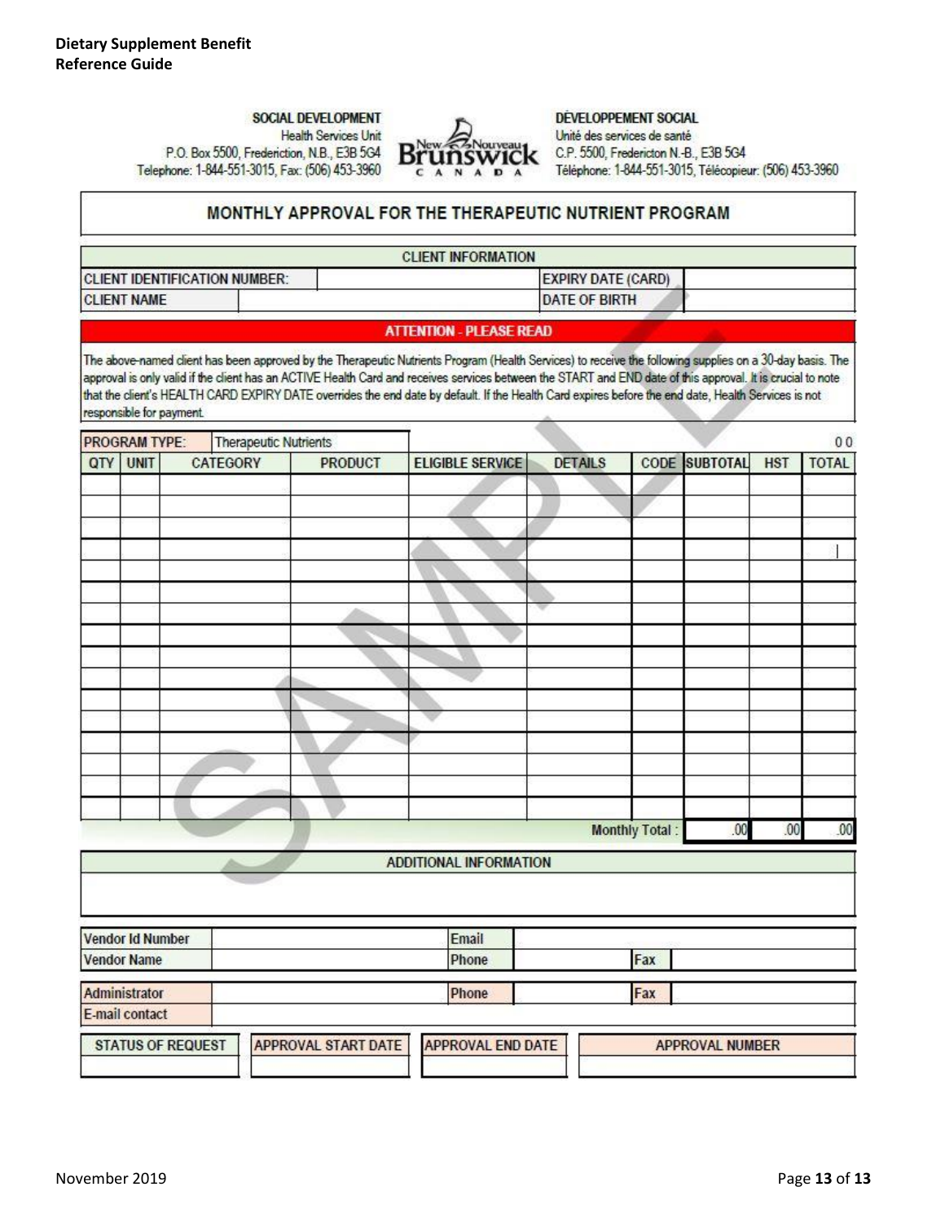**Dietary Supplement Benefit**
**Reference Guide**

SOCIAL DEVELOPMENT
Health Services Unit
P.O. Box 5500, Fredericton, N.B., E3B 5G4
Telephone: 1-844-551-3015, Fax: (506) 453-3960

New Brunswick / Nouveau Brunswick CANADA

DÉVELOPPEMENT SOCIAL
Unité des services de santé
C.P. 5500, Fredericton N.-B., E3B 5G4
Téléphone: 1-844-551-3015, Télécopieur: (506) 453-3960

## MONTHLY APPROVAL FOR THE THERAPEUTIC NUTRIENT PROGRAM

| CLIENT INFORMATION | | | |
|---|---|---|---|
| CLIENT IDENTIFICATION NUMBER: | | EXPIRY DATE (CARD) | |
| CLIENT NAME | | DATE OF BIRTH | |

**ATTENTION - PLEASE READ**

The above-named client has been approved by the Therapeutic Nutrients Program (Health Services) to receive the following supplies on a 30-day basis. The approval is only valid if the client has an ACTIVE Health Card and receives services between the START and END date of this approval. It is crucial to note that the client's HEALTH CARD EXPIRY DATE overrides the end date by default. If the Health Card expires before the end date, Health Services is not responsible for payment.

PROGRAM TYPE: Therapeutic Nutrients    0 0

| QTY | UNIT | CATEGORY | PRODUCT | ELIGIBLE SERVICE | DETAILS | CODE | SUBTOTAL | HST | TOTAL |
|---|---|---|---|---|---|---|---|---|---|
| | | | | | | | | | |
| | | | | | | | | | |
| | | | | | | | | | |
| | | | | | | | | | |
| | | | | | | | | | |
| | | | | | | | | | |
| | | | | | | | | | |
| | | | | | | | | | |
| | | | | | | | | | |
| | | | | | | | | | |
| | | | | | | | | | |
| | | | | | | | | | |
| | | | | | | | | | |
| | | | | | | | | | |
| | | | | | | | | | |
| | | | | | | Monthly Total : | .00 | .00 | .00 |

| ADDITIONAL INFORMATION |
|---|
| |

| | | | | | |
|---|---|---|---|---|---|
| Vendor Id Number | | Email | | | |
| Vendor Name | | Phone | | Fax | |
| Administrator | | Phone | | Fax | |
| E-mail contact | | | | | |

| STATUS OF REQUEST | APPROVAL START DATE | APPROVAL END DATE | APPROVAL NUMBER |
|---|---|---|---|
| | | | |

SAMPLE

November 2019